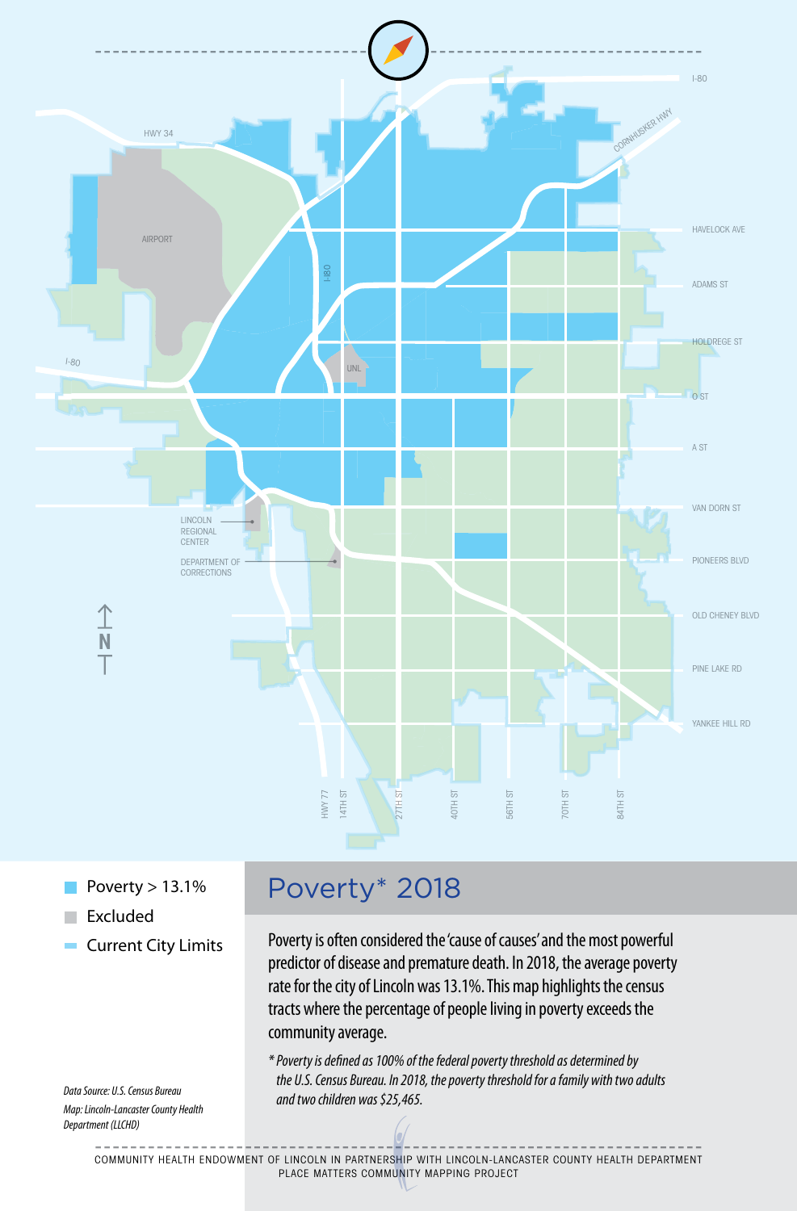# Poverty* 2018

- Poverty > 13.1%
- Excluded
- Current City Limits

Poverty is often considered the 'cause of causes' and the most powerful predictor of disease and premature death. In 2018, the average poverty rate for the city of Lincoln was 13.1%. This map highlights the census tracts where the percentage of people living in poverty exceeds the community average.

*\* Poverty is defined as 100% of the federal poverty threshold as determined by the U.S. Census Bureau. In 2018, the poverty threshold for a family with two adults and two children was $25,465.*

*Data Source: U.S. Census Bureau*
*Map: Lincoln-Lancaster County Health Department (LLCHD)*

COMMUNITY HEALTH ENDOWMENT OF LINCOLN IN PARTNERSHIP WITH LINCOLN-LANCASTER COUNTY HEALTH DEPARTMENT
PLACE MATTERS COMMUNITY MAPPING PROJECT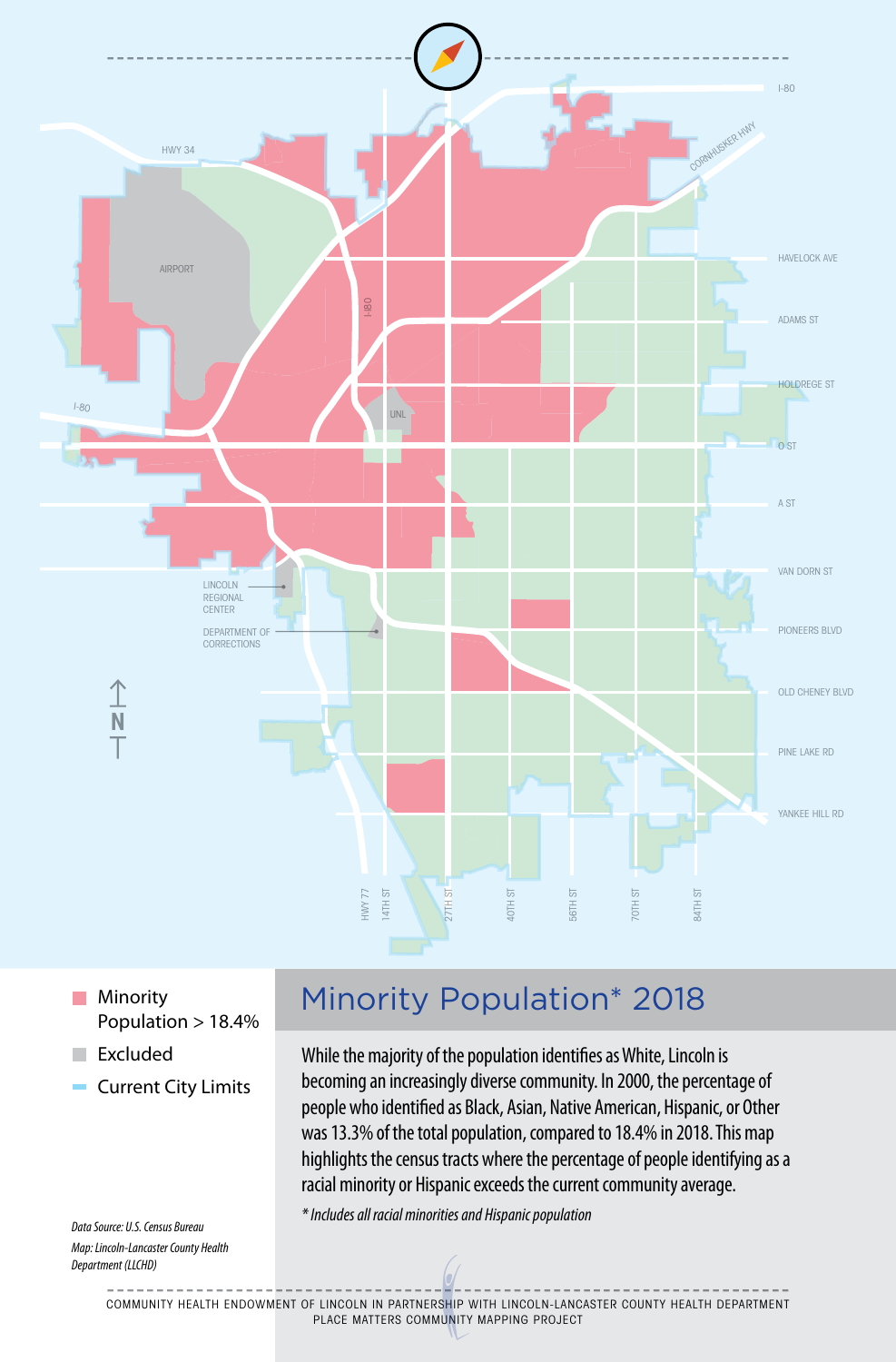- Minority Population > 18.4%
- Excluded
- Current City Limits

# Minority Population* 2018

While the majority of the population identifies as White, Lincoln is becoming an increasingly diverse community. In 2000, the percentage of people who identified as Black, Asian, Native American, Hispanic, or Other was 13.3% of the total population, compared to 18.4% in 2018. This map highlights the census tracts where the percentage of people identifying as a racial minority or Hispanic exceeds the current community average.

*\* Includes all racial minorities and Hispanic population*

*Data Source: U.S. Census Bureau*
*Map: Lincoln-Lancaster County Health Department (LLCHD)*

COMMUNITY HEALTH ENDOWMENT OF LINCOLN IN PARTNERSHIP WITH LINCOLN-LANCASTER COUNTY HEALTH DEPARTMENT
PLACE MATTERS COMMUNITY MAPPING PROJECT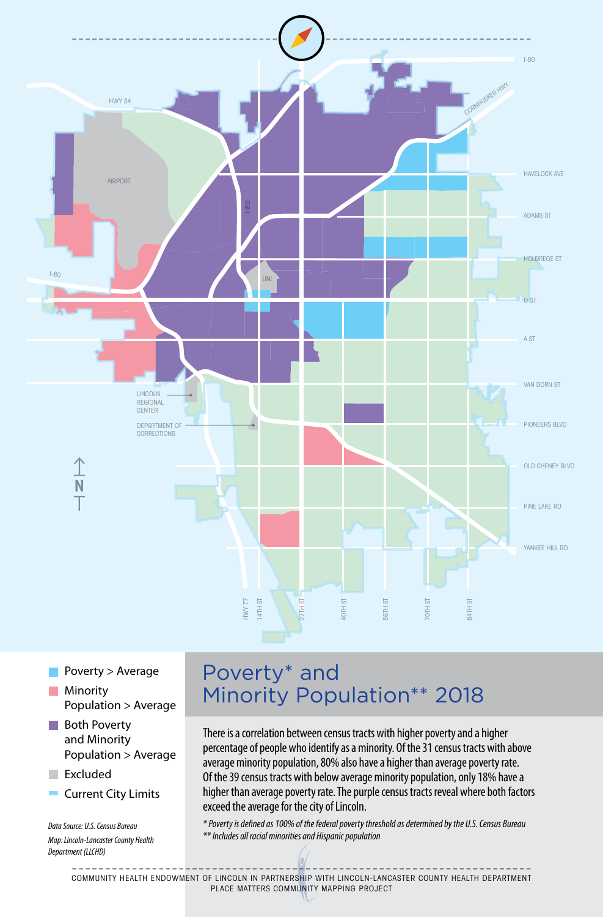# Poverty* and Minority Population** 2018

- Poverty > Average
- Minority Population > Average
- Both Poverty and Minority Population > Average
- Excluded
- Current City Limits

*Data Source: U.S. Census Bureau*
*Map: Lincoln-Lancaster County Health Department (LLCHD)*

There is a correlation between census tracts with higher poverty and a higher percentage of people who identify as a minority. Of the 31 census tracts with above average minority population, 80% also have a higher than average poverty rate. Of the 39 census tracts with below average minority population, only 18% have a higher than average poverty rate. The purple census tracts reveal where both factors exceed the average for the city of Lincoln.

*\* Poverty is defined as 100% of the federal poverty threshold as determined by the U.S. Census Bureau*
*\*\* Includes all racial minorities and Hispanic population*

COMMUNITY HEALTH ENDOWMENT OF LINCOLN IN PARTNERSHIP WITH LINCOLN-LANCASTER COUNTY HEALTH DEPARTMENT
PLACE MATTERS COMMUNITY MAPPING PROJECT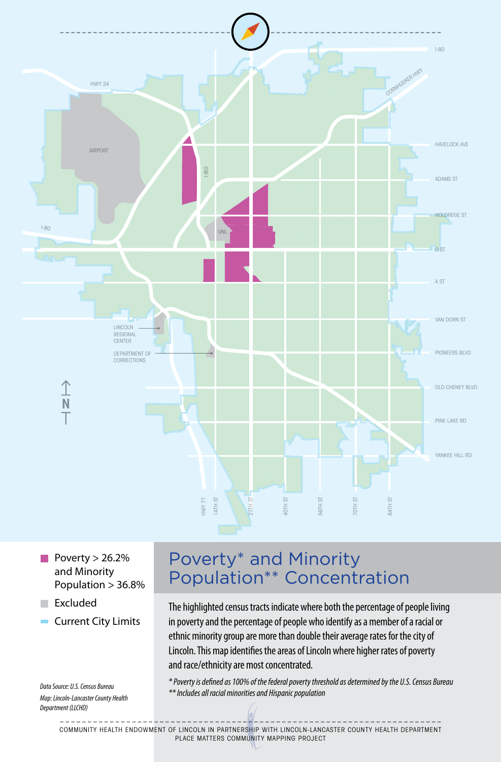HWY 34

AIRPORT

I-80

UNL

LINCOLN REGIONAL CENTER

DEPARTMENT OF CORRECTIONS

CORNHUSKER HWY

HAVELOCK AVE

ADAMS ST

HOLDREGE ST

O ST

A ST

VAN DORN ST

PIONEERS BLVD

OLD CHENEY BLVD

PINE LAKE RD

YANKEE HILL RD

HWY 77

14TH ST

27TH ST

40TH ST

56TH ST

70TH ST

84TH ST

N

- Poverty > 26.2% and Minority Population > 36.8%
- Excluded
- Current City Limits

# Poverty* and Minority Population** Concentration

The highlighted census tracts indicate where both the percentage of people living in poverty and the percentage of people who identify as a member of a racial or ethnic minority group are more than double their average rates for the city of Lincoln. This map identifies the areas of Lincoln where higher rates of poverty and race/ethnicity are most concentrated.

*\* Poverty is defined as 100% of the federal poverty threshold as determined by the U.S. Census Bureau*
*\*\* Includes all racial minorities and Hispanic population*

*Data Source: U.S. Census Bureau*
*Map: Lincoln-Lancaster County Health Department (LLCHD)*

COMMUNITY HEALTH ENDOWMENT OF LINCOLN IN PARTNERSHIP WITH LINCOLN-LANCASTER COUNTY HEALTH DEPARTMENT
PLACE MATTERS COMMUNITY MAPPING PROJECT